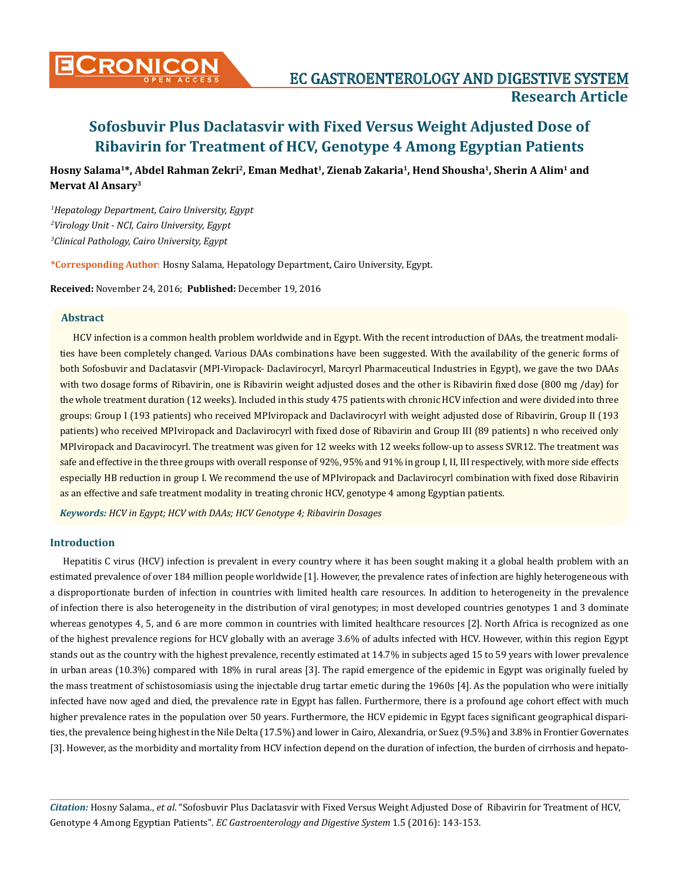# Sofosbuvir Plus Daclatasvir with Fixed Versus Weight Adjusted Dose of Ribavirin for Treatment of HCV, Genotype 4 Among Egyptian Patients

**Hosny Salama[1]*, Abdel Rahman Zekri[2], Eman Medhat[1], Zienab Zakaria[1], Hend Shousha[1], Sherin A Alim[1] and Mervat Al Ansary[3]**

*[1]Hepatology Department, Cairo University, Egypt*

*[2]Virology Unit - NCI, Cairo University, Egypt*

*[3]Clinical Pathology, Cairo University, Egypt*

**\*Corresponding Author**: Hosny Salama, Hepatology Department, Cairo University, Egypt.

**Received:** November 24, 2016; **Published:** December 19, 2016

### Abstract

HCV infection is a common health problem worldwide and in Egypt. With the recent introduction of DAAs, the treatment modalities have been completely changed. Various DAAs combinations have been suggested. With the availability of the generic forms of both Sofosbuvir and Daclatasvir (MPI-Viropack- Daclavirocyrl, Marcyrl Pharmaceutical Industries in Egypt), we gave the two DAAs with two dosage forms of Ribavirin, one is Ribavirin weight adjusted doses and the other is Ribavirin fixed dose (800 mg /day) for the whole treatment duration (12 weeks). Included in this study 475 patients with chronic HCV infection and were divided into three groups: Group I (193 patients) who received MPIviropack and Daclavirocyrl with weight adjusted dose of Ribavirin, Group II (193 patients) who received MPIviropack and Daclavirocyrl with fixed dose of Ribavirin and Group III (89 patients) n who received only MPIviropack and Dacavirocyrl. The treatment was given for 12 weeks with 12 weeks follow-up to assess SVR12. The treatment was safe and effective in the three groups with overall response of 92%, 95% and 91% in group I, II, III respectively, with more side effects especially HB reduction in group I. We recommend the use of MPIviropack and Daclavirocyrl combination with fixed dose Ribavirin as an effective and safe treatment modality in treating chronic HCV, genotype 4 among Egyptian patients.

***Keywords:*** *HCV in Egypt; HCV with DAAs; HCV Genotype 4; Ribavirin Dosages*

### Introduction

Hepatitis C virus (HCV) infection is prevalent in every country where it has been sought making it a global health problem with an estimated prevalence of over 184 million people worldwide [1]. However, the prevalence rates of infection are highly heterogeneous with a disproportionate burden of infection in countries with limited health care resources. In addition to heterogeneity in the prevalence of infection there is also heterogeneity in the distribution of viral genotypes; in most developed countries genotypes 1 and 3 dominate whereas genotypes 4, 5, and 6 are more common in countries with limited healthcare resources [2]. North Africa is recognized as one of the highest prevalence regions for HCV globally with an average 3.6% of adults infected with HCV. However, within this region Egypt stands out as the country with the highest prevalence, recently estimated at 14.7% in subjects aged 15 to 59 years with lower prevalence in urban areas (10.3%) compared with 18% in rural areas [3]. The rapid emergence of the epidemic in Egypt was originally fueled by the mass treatment of schistosomiasis using the injectable drug tartar emetic during the 1960s [4]. As the population who were initially infected have now aged and died, the prevalence rate in Egypt has fallen. Furthermore, there is a profound age cohort effect with much higher prevalence rates in the population over 50 years. Furthermore, the HCV epidemic in Egypt faces significant geographical disparities, the prevalence being highest in the Nile Delta (17.5%) and lower in Cairo, Alexandria, or Suez (9.5%) and 3.8% in Frontier Governates [3]. However, as the morbidity and mortality from HCV infection depend on the duration of infection, the burden of cirrhosis and hepato-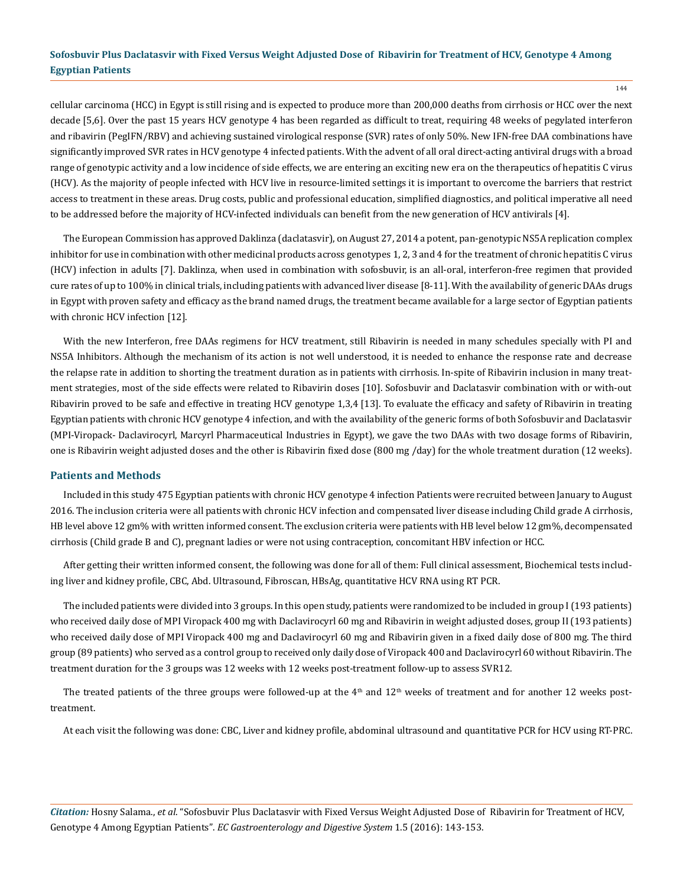cellular carcinoma (HCC) in Egypt is still rising and is expected to produce more than 200,000 deaths from cirrhosis or HCC over the next decade [5,6]. Over the past 15 years HCV genotype 4 has been regarded as difficult to treat, requiring 48 weeks of pegylated interferon and ribavirin (PegIFN/RBV) and achieving sustained virological response (SVR) rates of only 50%. New IFN-free DAA combinations have significantly improved SVR rates in HCV genotype 4 infected patients. With the advent of all oral direct-acting antiviral drugs with a broad range of genotypic activity and a low incidence of side effects, we are entering an exciting new era on the therapeutics of hepatitis C virus (HCV). As the majority of people infected with HCV live in resource-limited settings it is important to overcome the barriers that restrict access to treatment in these areas. Drug costs, public and professional education, simplified diagnostics, and political imperative all need to be addressed before the majority of HCV-infected individuals can benefit from the new generation of HCV antivirals [4].

The European Commission has approved Daklinza (daclatasvir), on August 27, 2014 a potent, pan-genotypic NS5A replication complex inhibitor for use in combination with other medicinal products across genotypes 1, 2, 3 and 4 for the treatment of chronic hepatitis C virus (HCV) infection in adults [7]. Daklinza, when used in combination with sofosbuvir, is an all-oral, interferon-free regimen that provided cure rates of up to 100% in clinical trials, including patients with advanced liver disease [8-11]. With the availability of generic DAAs drugs in Egypt with proven safety and efficacy as the brand named drugs, the treatment became available for a large sector of Egyptian patients with chronic HCV infection [12].

With the new Interferon, free DAAs regimens for HCV treatment, still Ribavirin is needed in many schedules specially with PI and NS5A Inhibitors. Although the mechanism of its action is not well understood, it is needed to enhance the response rate and decrease the relapse rate in addition to shorting the treatment duration as in patients with cirrhosis. In-spite of Ribavirin inclusion in many treatment strategies, most of the side effects were related to Ribavirin doses [10]. Sofosbuvir and Daclatasvir combination with or with-out Ribavirin proved to be safe and effective in treating HCV genotype 1,3,4 [13]. To evaluate the efficacy and safety of Ribavirin in treating Egyptian patients with chronic HCV genotype 4 infection, and with the availability of the generic forms of both Sofosbuvir and Daclatasvir (MPI-Viropack- Daclavirocyrl, Marcyrl Pharmaceutical Industries in Egypt), we gave the two DAAs with two dosage forms of Ribavirin, one is Ribavirin weight adjusted doses and the other is Ribavirin fixed dose (800 mg /day) for the whole treatment duration (12 weeks).

## Patients and Methods

Included in this study 475 Egyptian patients with chronic HCV genotype 4 infection Patients were recruited between January to August 2016. The inclusion criteria were all patients with chronic HCV infection and compensated liver disease including Child grade A cirrhosis, HB level above 12 gm% with written informed consent. The exclusion criteria were patients with HB level below 12 gm%, decompensated cirrhosis (Child grade B and C), pregnant ladies or were not using contraception, concomitant HBV infection or HCC.

After getting their written informed consent, the following was done for all of them: Full clinical assessment, Biochemical tests including liver and kidney profile, CBC, Abd. Ultrasound, Fibroscan, HBsAg, quantitative HCV RNA using RT PCR.

The included patients were divided into 3 groups. In this open study, patients were randomized to be included in group I (193 patients) who received daily dose of MPI Viropack 400 mg with Daclavirocyrl 60 mg and Ribavirin in weight adjusted doses, group II (193 patients) who received daily dose of MPI Viropack 400 mg and Daclavirocyrl 60 mg and Ribavirin given in a fixed daily dose of 800 mg. The third group (89 patients) who served as a control group to received only daily dose of Viropack 400 and Daclavirocyrl 60 without Ribavirin. The treatment duration for the 3 groups was 12 weeks with 12 weeks post-treatment follow-up to assess SVR12.

The treated patients of the three groups were followed-up at the 4th and 12th weeks of treatment and for another 12 weeks post-treatment.

At each visit the following was done: CBC, Liver and kidney profile, abdominal ultrasound and quantitative PCR for HCV using RT-PRC.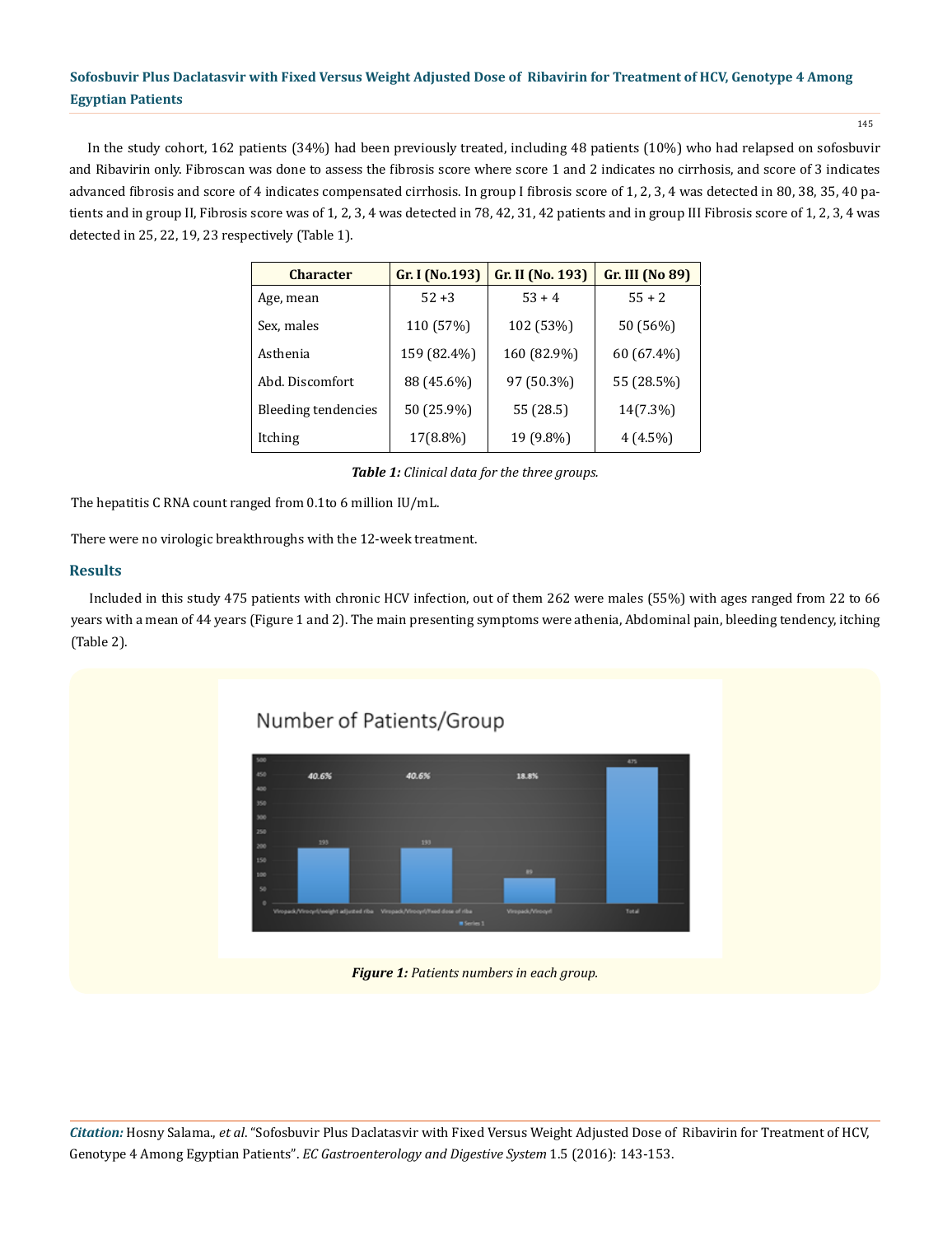In the study cohort, 162 patients (34%) had been previously treated, including 48 patients (10%) who had relapsed on sofosbuvir and Ribavirin only. Fibroscan was done to assess the fibrosis score where score 1 and 2 indicates no cirrhosis, and score of 3 indicates advanced fibrosis and score of 4 indicates compensated cirrhosis. In group I fibrosis score of 1, 2, 3, 4 was detected in 80, 38, 35, 40 patients and in group II, Fibrosis score was of 1, 2, 3, 4 was detected in 78, 42, 31, 42 patients and in group III Fibrosis score of 1, 2, 3, 4 was detected in 25, 22, 19, 23 respectively (Table 1).

| Character | Gr. I (No.193) | Gr. II (No. 193) | Gr. III (No 89) |
| --- | --- | --- | --- |
| Age, mean | 52 +3 | 53 + 4 | 55 + 2 |
| Sex, males | 110 (57%) | 102 (53%) | 50 (56%) |
| Asthenia | 159 (82.4%) | 160 (82.9%) | 60 (67.4%) |
| Abd. Discomfort | 88 (45.6%) | 97 (50.3%) | 55 (28.5%) |
| Bleeding tendencies | 50 (25.9%) | 55 (28.5) | 14(7.3%) |
| Itching | 17(8.8%) | 19 (9.8%) | 4 (4.5%) |

***Table 1:*** *Clinical data for the three groups.*

The hepatitis C RNA count ranged from 0.1to 6 million IU/mL.

There were no virologic breakthroughs with the 12-week treatment.

## Results

Included in this study 475 patients with chronic HCV infection, out of them 262 were males (55%) with ages ranged from 22 to 66 years with a mean of 44 years (Figure 1 and 2). The main presenting symptoms were athenia, Abdominal pain, bleeding tendency, itching (Table 2).

***Figure 1:*** *Patients numbers in each group.*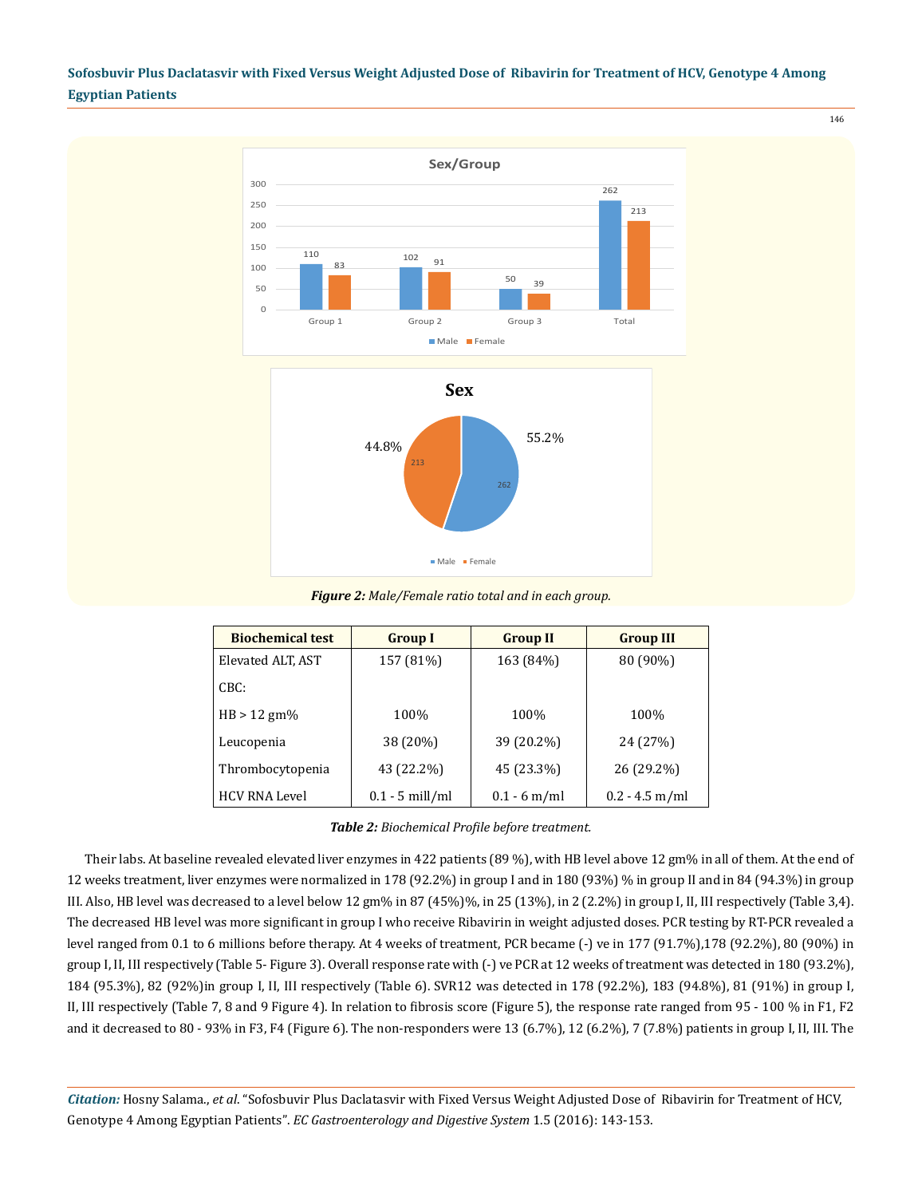*Figure 2: Male/Female ratio total and in each group.*

| Biochemical test | Group I | Group II | Group III |
|---|---|---|---|
| Elevated ALT, AST | 157 (81%) | 163 (84%) | 80 (90%) |
| CBC: | | | |
| HB > 12 gm% | 100% | 100% | 100% |
| Leucopenia | 38 (20%) | 39 (20.2%) | 24 (27%) |
| Thrombocytopenia | 43 (22.2%) | 45 (23.3%) | 26 (29.2%) |
| HCV RNA Level | 0.1 - 5 mill/ml | 0.1 - 6 m/ml | 0.2 - 4.5 m/ml |

*Table 2: Biochemical Profile before treatment.*

Their labs. At baseline revealed elevated liver enzymes in 422 patients (89 %), with HB level above 12 gm% in all of them. At the end of 12 weeks treatment, liver enzymes were normalized in 178 (92.2%) in group I and in 180 (93%) % in group II and in 84 (94.3%) in group III. Also, HB level was decreased to a level below 12 gm% in 87 (45%)%, in 25 (13%), in 2 (2.2%) in group I, II, III respectively (Table 3,4). The decreased HB level was more significant in group I who receive Ribavirin in weight adjusted doses. PCR testing by RT-PCR revealed a level ranged from 0.1 to 6 millions before therapy. At 4 weeks of treatment, PCR became (-) ve in 177 (91.7%),178 (92.2%), 80 (90%) in group I, II, III respectively (Table 5- Figure 3). Overall response rate with (-) ve PCR at 12 weeks of treatment was detected in 180 (93.2%), 184 (95.3%), 82 (92%)in group I, II, III respectively (Table 6). SVR12 was detected in 178 (92.2%), 183 (94.8%), 81 (91%) in group I, II, III respectively (Table 7, 8 and 9 Figure 4). In relation to fibrosis score (Figure 5), the response rate ranged from 95 - 100 % in F1, F2 and it decreased to 80 - 93% in F3, F4 (Figure 6). The non-responders were 13 (6.7%), 12 (6.2%), 7 (7.8%) patients in group I, II, III. The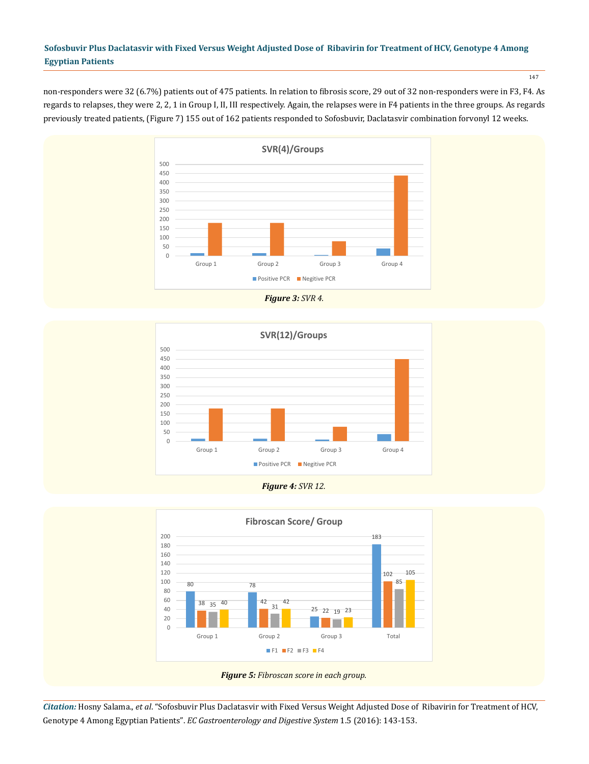non-responders were 32 (6.7%) patients out of 475 patients. In relation to fibrosis score, 29 out of 32 non-responders were in F3, F4. As regards to relapses, they were 2, 2, 1 in Group I, II, III respectively. Again, the relapses were in F4 patients in the three groups. As regards previously treated patients, (Figure 7) 155 out of 162 patients responded to Sofosbuvir, Daclatasvir combination forvonyl 12 weeks.

***Figure 3:*** *SVR 4.*

***Figure 4:*** *SVR 12.*

***Figure 5:*** *Fibroscan score in each group.*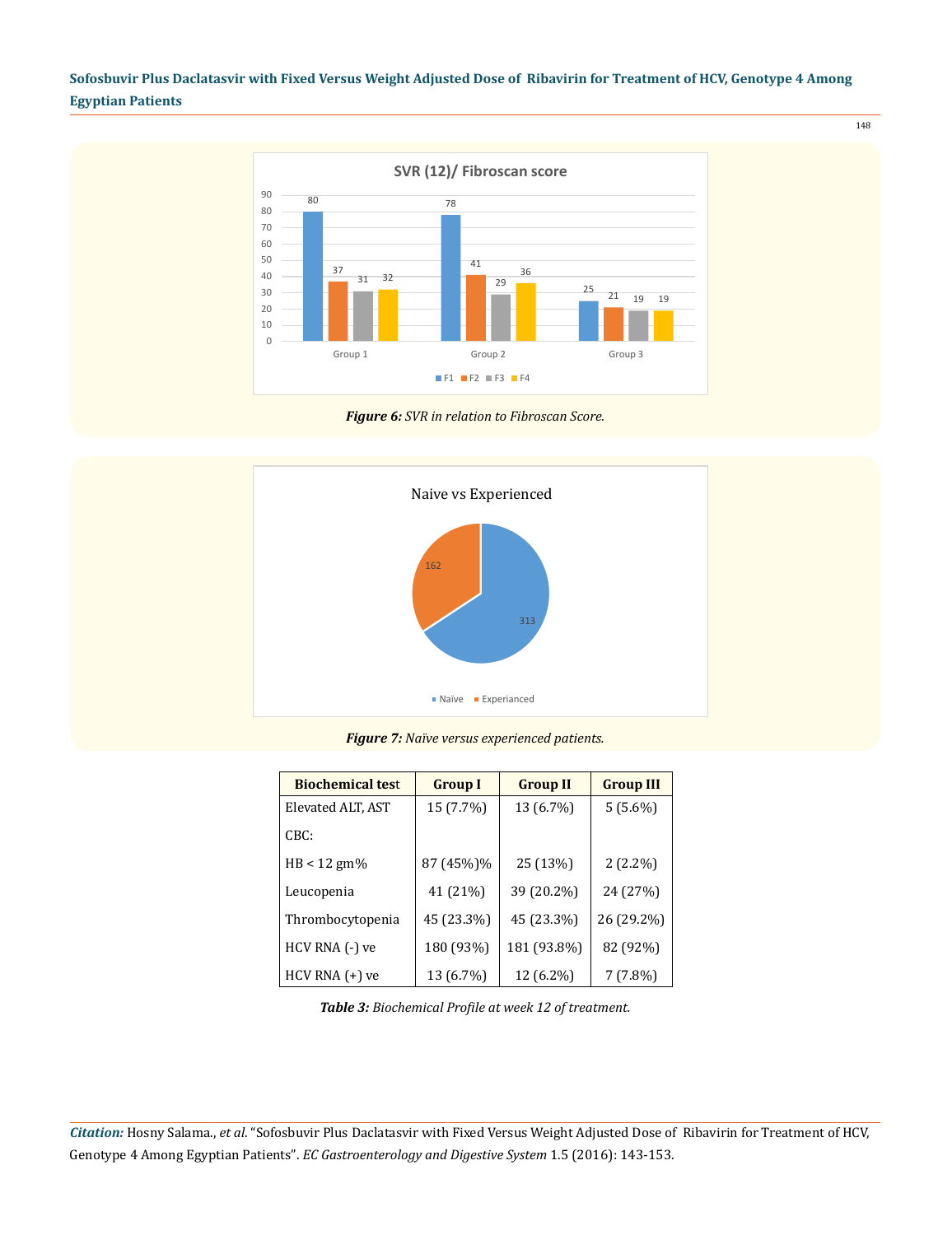Figure 6: SVR in relation to Fibroscan Score.

Figure 7: Naïve versus experienced patients.

| Biochemical test | Group I | Group II | Group III |
|---|---|---|---|
| Elevated ALT, AST | 15 (7.7%) | 13 (6.7%) | 5 (5.6%) |
| CBC: | | | |
| HB < 12 gm% | 87 (45%)% | 25 (13%) | 2 (2.2%) |
| Leucopenia | 41 (21%) | 39 (20.2%) | 24 (27%) |
| Thrombocytopenia | 45 (23.3%) | 45 (23.3%) | 26 (29.2%) |
| HCV RNA (-) ve | 180 (93%) | 181 (93.8%) | 82 (92%) |
| HCV RNA (+) ve | 13 (6.7%) | 12 (6.2%) | 7 (7.8%) |

*Table 3: Biochemical Profile at week 12 of treatment.*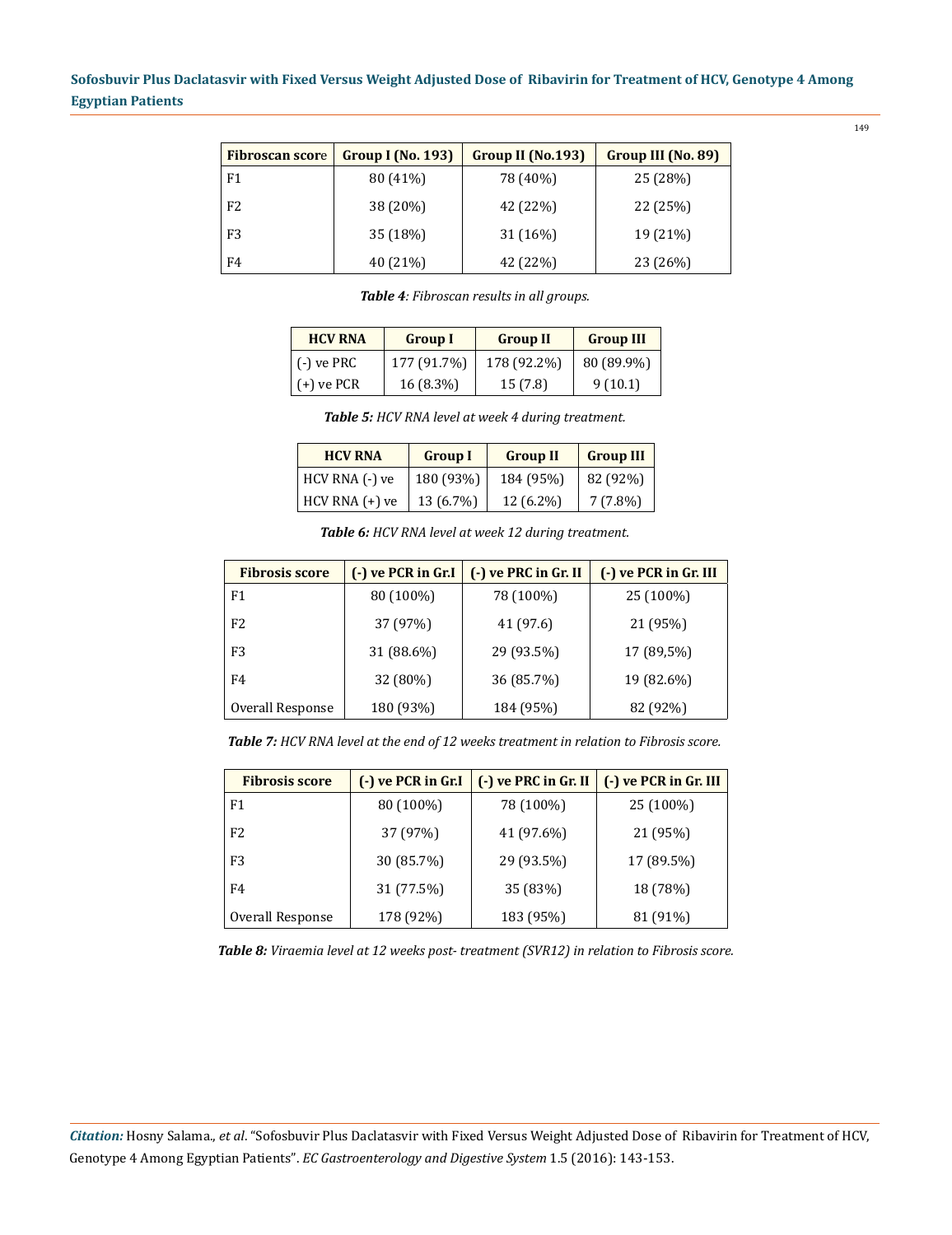| Fibroscan score | Group I (No. 193) | Group II (No.193) | Group III (No. 89) |
|---|---|---|---|
| F1 | 80 (41%) | 78 (40%) | 25 (28%) |
| F2 | 38 (20%) | 42 (22%) | 22 (25%) |
| F3 | 35 (18%) | 31 (16%) | 19 (21%) |
| F4 | 40 (21%) | 42 (22%) | 23 (26%) |

***Table 4**: Fibroscan results in all groups.*

| HCV RNA | Group I | Group II | Group III |
|---|---|---|---|
| (-) ve PRC | 177 (91.7%) | 178 (92.2%) | 80 (89.9%) |
| (+) ve PCR | 16 (8.3%) | 15 (7.8) | 9 (10.1) |

***Table 5:** HCV RNA level at week 4 during treatment.*

| HCV RNA | Group I | Group II | Group III |
|---|---|---|---|
| HCV RNA (-) ve | 180 (93%) | 184 (95%) | 82 (92%) |
| HCV RNA (+) ve | 13 (6.7%) | 12 (6.2%) | 7 (7.8%) |

***Table 6:** HCV RNA level at week 12 during treatment.*

| Fibrosis score | (-) ve PCR in Gr.I | (-) ve PRC in Gr. II | (-) ve PCR in Gr. III |
|---|---|---|---|
| F1 | 80 (100%) | 78 (100%) | 25 (100%) |
| F2 | 37 (97%) | 41 (97.6) | 21 (95%) |
| F3 | 31 (88.6%) | 29 (93.5%) | 17 (89,5%) |
| F4 | 32 (80%) | 36 (85.7%) | 19 (82.6%) |
| Overall Response | 180 (93%) | 184 (95%) | 82 (92%) |

***Table 7:** HCV RNA level at the end of 12 weeks treatment in relation to Fibrosis score.*

| Fibrosis score | (-) ve PCR in Gr.I | (-) ve PRC in Gr. II | (-) ve PCR in Gr. III |
|---|---|---|---|
| F1 | 80 (100%) | 78 (100%) | 25 (100%) |
| F2 | 37 (97%) | 41 (97.6%) | 21 (95%) |
| F3 | 30 (85.7%) | 29 (93.5%) | 17 (89.5%) |
| F4 | 31 (77.5%) | 35 (83%) | 18 (78%) |
| Overall Response | 178 (92%) | 183 (95%) | 81 (91%) |

***Table 8:** Viraemia level at 12 weeks post- treatment (SVR12) in relation to Fibrosis score.*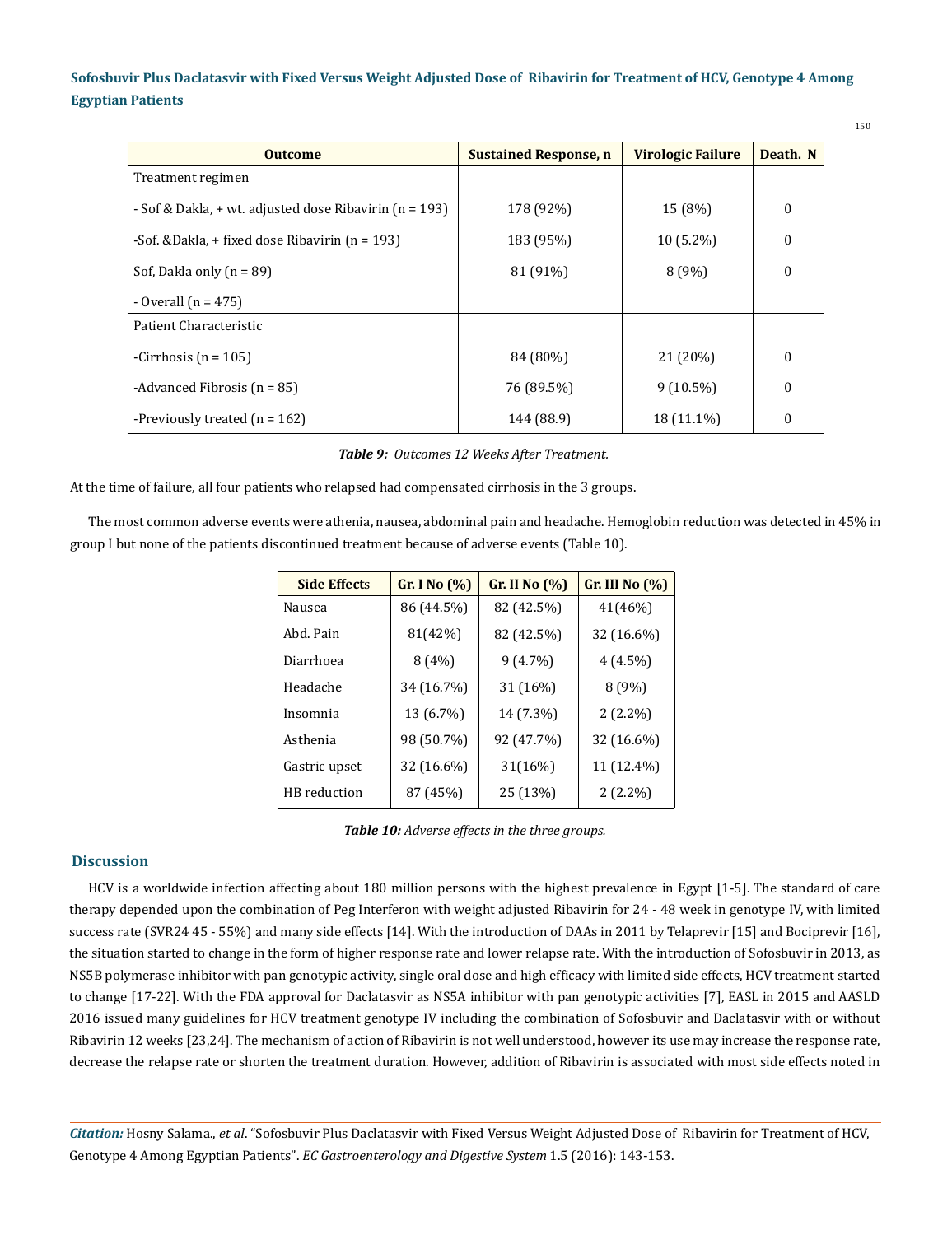| Outcome | Sustained Response, n | Virologic Failure | Death. N |
|---|---|---|---|
| Treatment regimen | | | |
| - Sof & Dakla, + wt. adjusted dose Ribavirin (n = 193) | 178 (92%) | 15 (8%) | 0 |
| -Sof. &Dakla, + fixed dose Ribavirin (n = 193) | 183 (95%) | 10 (5.2%) | 0 |
| Sof, Dakla only (n = 89) | 81 (91%) | 8 (9%) | 0 |
| - Overall (n = 475) | | | |
| Patient Characteristic | | | |
| -Cirrhosis (n = 105) | 84 (80%) | 21 (20%) | 0 |
| -Advanced Fibrosis (n = 85) | 76 (89.5%) | 9 (10.5%) | 0 |
| -Previously treated (n = 162) | 144 (88.9) | 18 (11.1%) | 0 |

***Table 9:** Outcomes 12 Weeks After Treatment.*

At the time of failure, all four patients who relapsed had compensated cirrhosis in the 3 groups.

The most common adverse events were athenia, nausea, abdominal pain and headache. Hemoglobin reduction was detected in 45% in group I but none of the patients discontinued treatment because of adverse events (Table 10).

| Side Effects | Gr. I No (%) | Gr. II No (%) | Gr. III No (%) |
|---|---|---|---|
| Nausea | 86 (44.5%) | 82 (42.5%) | 41(46%) |
| Abd. Pain | 81(42%) | 82 (42.5%) | 32 (16.6%) |
| Diarrhoea | 8 (4%) | 9 (4.7%) | 4 (4.5%) |
| Headache | 34 (16.7%) | 31 (16%) | 8 (9%) |
| Insomnia | 13 (6.7%) | 14 (7.3%) | 2 (2.2%) |
| Asthenia | 98 (50.7%) | 92 (47.7%) | 32 (16.6%) |
| Gastric upset | 32 (16.6%) | 31(16%) | 11 (12.4%) |
| HB reduction | 87 (45%) | 25 (13%) | 2 (2.2%) |

***Table 10:** Adverse effects in the three groups.*

## Discussion

HCV is a worldwide infection affecting about 180 million persons with the highest prevalence in Egypt [1-5]. The standard of care therapy depended upon the combination of Peg Interferon with weight adjusted Ribavirin for 24 - 48 week in genotype IV, with limited success rate (SVR24 45 - 55%) and many side effects [14]. With the introduction of DAAs in 2011 by Telaprevir [15] and Bociprevir [16], the situation started to change in the form of higher response rate and lower relapse rate. With the introduction of Sofosbuvir in 2013, as NS5B polymerase inhibitor with pan genotypic activity, single oral dose and high efficacy with limited side effects, HCV treatment started to change [17-22]. With the FDA approval for Daclatasvir as NS5A inhibitor with pan genotypic activities [7], EASL in 2015 and AASLD 2016 issued many guidelines for HCV treatment genotype IV including the combination of Sofosbuvir and Daclatasvir with or without Ribavirin 12 weeks [23,24]. The mechanism of action of Ribavirin is not well understood, however its use may increase the response rate, decrease the relapse rate or shorten the treatment duration. However, addition of Ribavirin is associated with most side effects noted in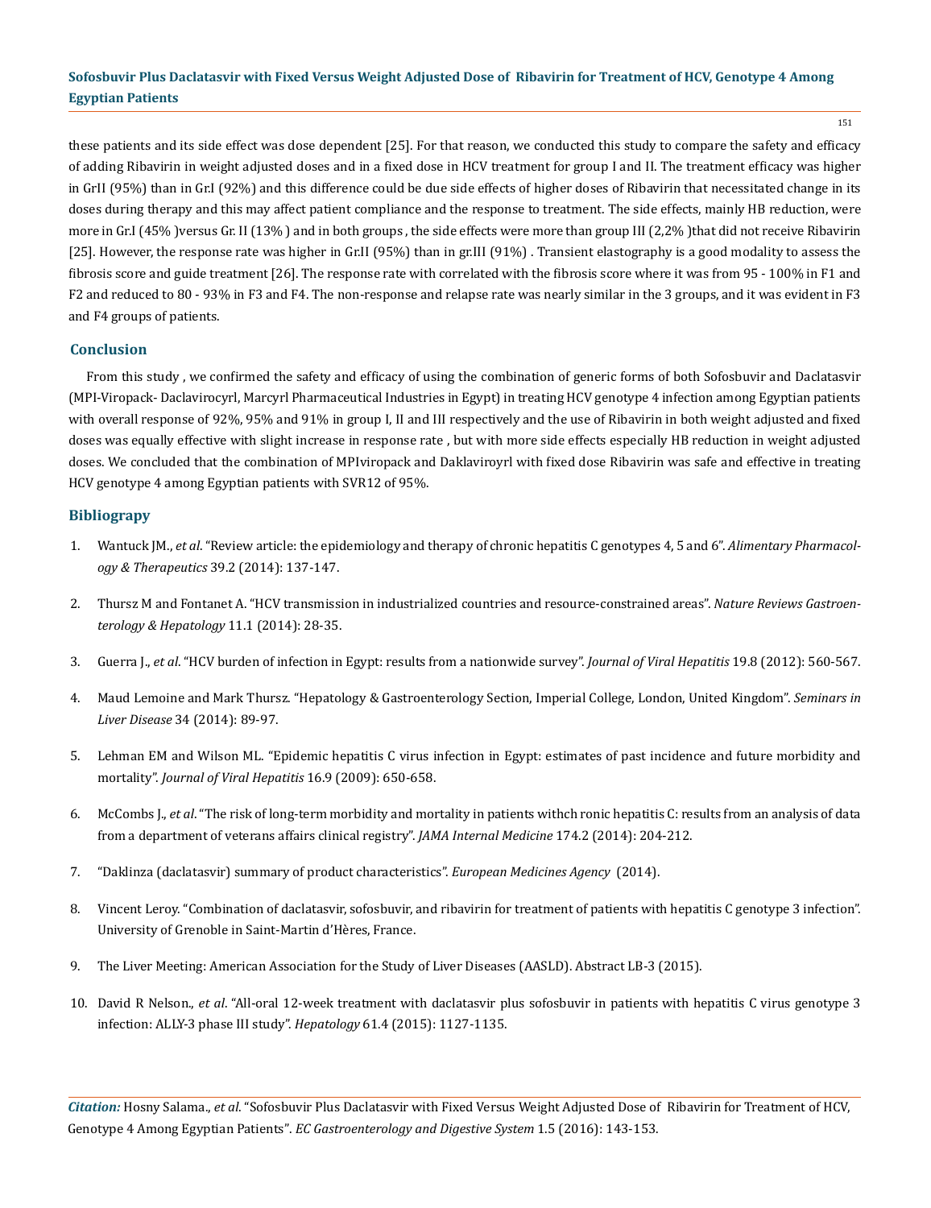these patients and its side effect was dose dependent [25]. For that reason, we conducted this study to compare the safety and efficacy of adding Ribavirin in weight adjusted doses and in a fixed dose in HCV treatment for group I and II. The treatment efficacy was higher in GrII (95%) than in Gr.I (92%) and this difference could be due side effects of higher doses of Ribavirin that necessitated change in its doses during therapy and this may affect patient compliance and the response to treatment. The side effects, mainly HB reduction, were more in Gr.I (45% )versus Gr. II (13% ) and in both groups , the side effects were more than group III (2,2% )that did not receive Ribavirin [25]. However, the response rate was higher in Gr.II (95%) than in gr.III (91%) . Transient elastography is a good modality to assess the fibrosis score and guide treatment [26]. The response rate with correlated with the fibrosis score where it was from 95 - 100% in F1 and F2 and reduced to 80 - 93% in F3 and F4. The non-response and relapse rate was nearly similar in the 3 groups, and it was evident in F3 and F4 groups of patients.

## Conclusion

From this study , we confirmed the safety and efficacy of using the combination of generic forms of both Sofosbuvir and Daclatasvir (MPI-Viropack- Daclavirocyrl, Marcyrl Pharmaceutical Industries in Egypt) in treating HCV genotype 4 infection among Egyptian patients with overall response of 92%, 95% and 91% in group I, II and III respectively and the use of Ribavirin in both weight adjusted and fixed doses was equally effective with slight increase in response rate , but with more side effects especially HB reduction in weight adjusted doses. We concluded that the combination of MPIviropack and Daklaviroyrl with fixed dose Ribavirin was safe and effective in treating HCV genotype 4 among Egyptian patients with SVR12 of 95%.

## Bibliography

1. Wantuck JM., *et al*. "Review article: the epidemiology and therapy of chronic hepatitis C genotypes 4, 5 and 6". *Alimentary Pharmacology & Therapeutics* 39.2 (2014): 137-147.
2. Thursz M and Fontanet A. "HCV transmission in industrialized countries and resource-constrained areas". *Nature Reviews Gastroenterology & Hepatology* 11.1 (2014): 28-35.
3. Guerra J., *et al*. "HCV burden of infection in Egypt: results from a nationwide survey". *Journal of Viral Hepatitis* 19.8 (2012): 560-567.
4. Maud Lemoine and Mark Thursz. "Hepatology & Gastroenterology Section, Imperial College, London, United Kingdom". *Seminars in Liver Disease* 34 (2014): 89-97.
5. Lehman EM and Wilson ML. "Epidemic hepatitis C virus infection in Egypt: estimates of past incidence and future morbidity and mortality". *Journal of Viral Hepatitis* 16.9 (2009): 650-658.
6. McCombs J., *et al*. "The risk of long-term morbidity and mortality in patients withch ronic hepatitis C: results from an analysis of data from a department of veterans affairs clinical registry". *JAMA Internal Medicine* 174.2 (2014): 204-212.
7. "Daklinza (daclatasvir) summary of product characteristics". *European Medicines Agency* (2014).
8. Vincent Leroy. "Combination of daclatasvir, sofosbuvir, and ribavirin for treatment of patients with hepatitis C genotype 3 infection". University of Grenoble in Saint-Martin d'Hères, France.
9. The Liver Meeting: American Association for the Study of Liver Diseases (AASLD). Abstract LB-3 (2015).
10. David R Nelson., *et al*. "All-oral 12-week treatment with daclatasvir plus sofosbuvir in patients with hepatitis C virus genotype 3 infection: ALLY-3 phase III study". *Hepatology* 61.4 (2015): 1127-1135.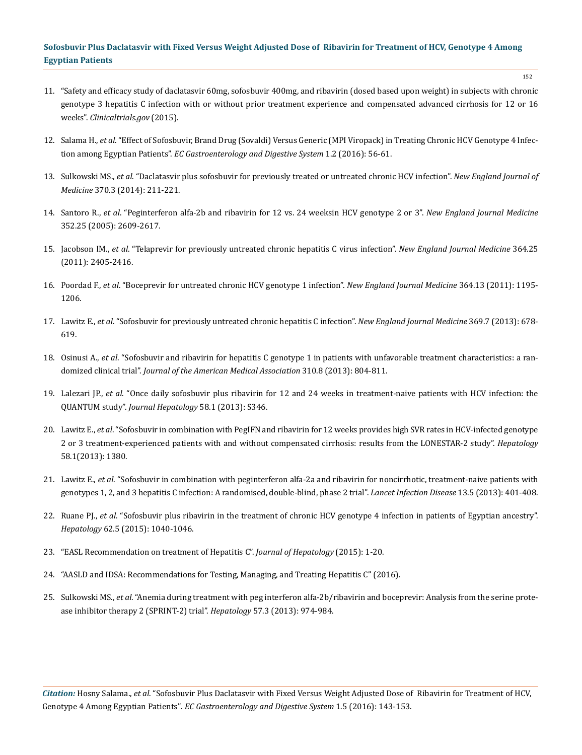11. "Safety and efficacy study of daclatasvir 60mg, sofosbuvir 400mg, and ribavirin (dosed based upon weight) in subjects with chronic genotype 3 hepatitis C infection with or without prior treatment experience and compensated advanced cirrhosis for 12 or 16 weeks". *Clinicaltrials.gov* (2015).

12. Salama H., *et al*. "Effect of Sofosbuvir, Brand Drug (Sovaldi) Versus Generic (MPI Viropack) in Treating Chronic HCV Genotype 4 Infection among Egyptian Patients". *EC Gastroenterology and Digestive System* 1.2 (2016): 56-61.

13. Sulkowski MS., *et al*. "Daclatasvir plus sofosbuvir for previously treated or untreated chronic HCV infection". *New England Journal of Medicine* 370.3 (2014): 211-221.

14. Santoro R., *et al*. "Peginterferon alfa-2b and ribavirin for 12 vs. 24 weeksin HCV genotype 2 or 3". *New England Journal Medicine* 352.25 (2005): 2609-2617.

15. Jacobson IM., *et al*. "Telaprevir for previously untreated chronic hepatitis C virus infection". *New England Journal Medicine* 364.25 (2011): 2405-2416.

16. Poordad F., *et al*. "Boceprevir for untreated chronic HCV genotype 1 infection". *New England Journal Medicine* 364.13 (2011): 1195-1206.

17. Lawitz E., *et al*. "Sofosbuvir for previously untreated chronic hepatitis C infection". *New England Journal Medicine* 369.7 (2013): 678-619.

18. Osinusi A., *et al*. "Sofosbuvir and ribavirin for hepatitis C genotype 1 in patients with unfavorable treatment characteristics: a randomized clinical trial". *Journal of the American Medical Association* 310.8 (2013): 804-811.

19. Lalezari JP., *et al*. "Once daily sofosbuvir plus ribavirin for 12 and 24 weeks in treatment-naive patients with HCV infection: the QUANTUM study". *Journal Hepatology* 58.1 (2013): S346.

20. Lawitz E., *et al*. "Sofosbuvir in combination with PegIFN and ribavirin for 12 weeks provides high SVR rates in HCV-infected genotype 2 or 3 treatment-experienced patients with and without compensated cirrhosis: results from the LONESTAR-2 study". *Hepatology* 58.1(2013): 1380.

21. Lawitz E., *et al*. "Sofosbuvir in combination with peginterferon alfa-2a and ribavirin for noncirrhotic, treatment-naive patients with genotypes 1, 2, and 3 hepatitis C infection: A randomised, double-blind, phase 2 trial". *Lancet Infection Disease* 13.5 (2013): 401-408.

22. Ruane PJ., *et al*. "Sofosbuvir plus ribavirin in the treatment of chronic HCV genotype 4 infection in patients of Egyptian ancestry". *Hepatology* 62.5 (2015): 1040-1046.

23. "EASL Recommendation on treatment of Hepatitis C". *Journal of Hepatology* (2015): 1-20.

24. "AASLD and IDSA: Recommendations for Testing, Managing, and Treating Hepatitis C" (2016).

25. Sulkowski MS., *et al*. "Anemia during treatment with peg interferon alfa-2b/ribavirin and boceprevir: Analysis from the serine protease inhibitor therapy 2 (SPRINT-2) trial". *Hepatology* 57.3 (2013): 974-984.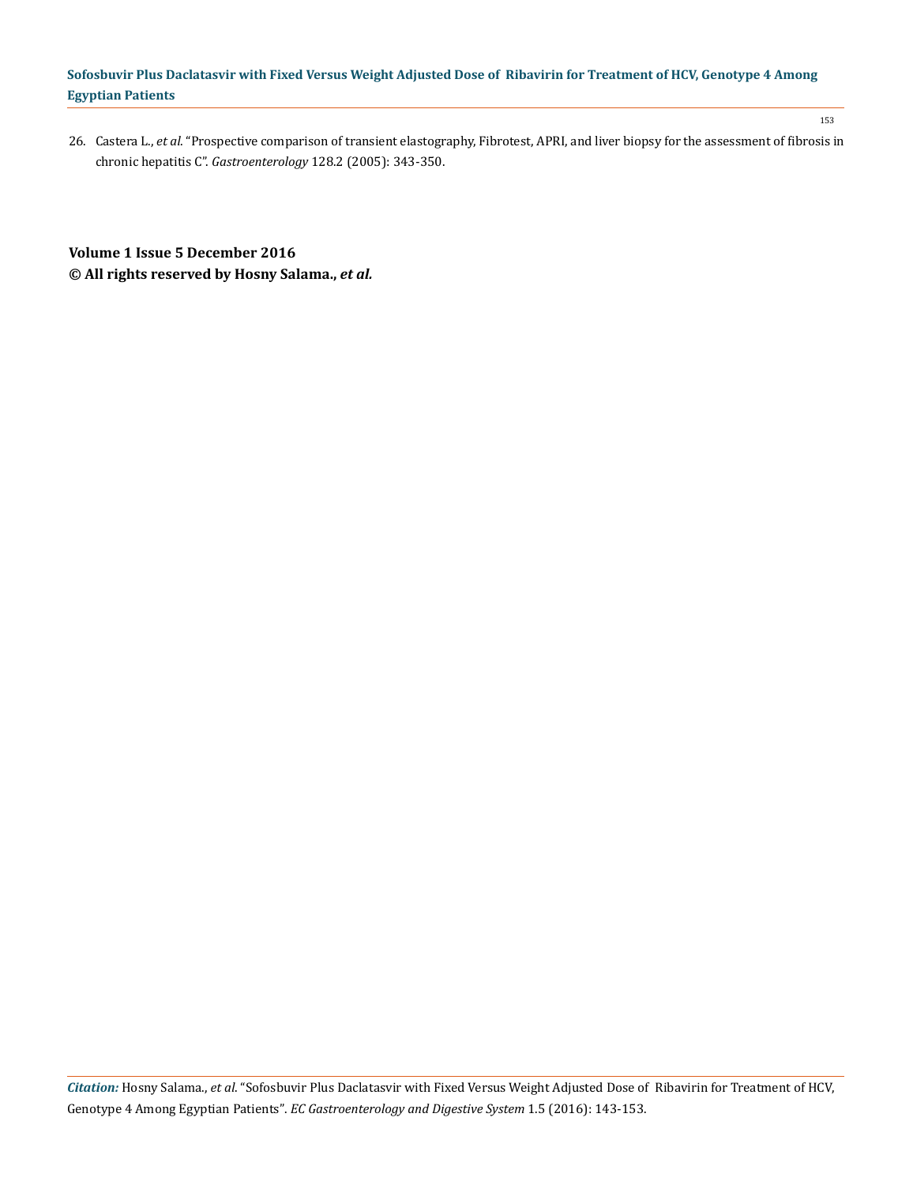26. Castera L., *et al*. "Prospective comparison of transient elastography, Fibrotest, APRI, and liver biopsy for the assessment of fibrosis in chronic hepatitis C". *Gastroenterology* 128.2 (2005): 343-350.

**Volume 1 Issue 5 December 2016**
**© All rights reserved by Hosny Salama., *et al.***